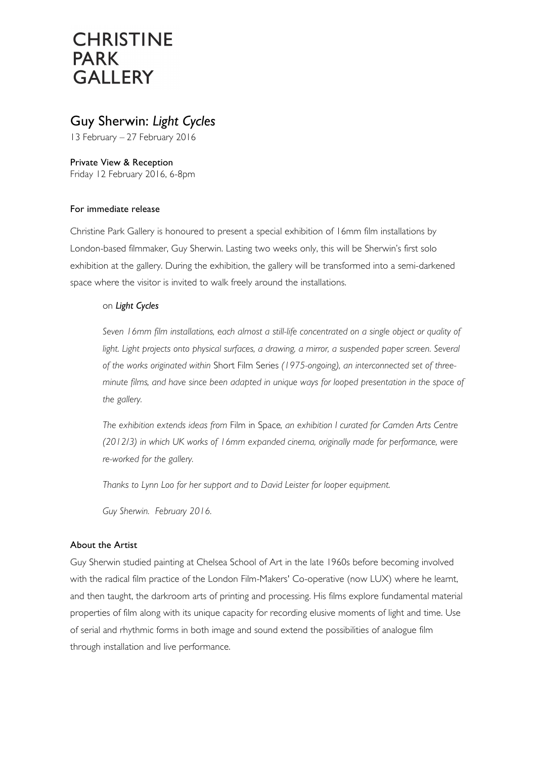# CHRISTINE PARK GALLERY

## Guy Sherwin: *Light Cycles*

13 February – 27 February 2016

Private View & Reception
Friday 12 February 2016, 6-8pm

For immediate release

Christine Park Gallery is honoured to present a special exhibition of 16mm film installations by London-based filmmaker, Guy Sherwin. Lasting two weeks only, this will be Sherwin's first solo exhibition at the gallery. During the exhibition, the gallery will be transformed into a semi-darkened space where the visitor is invited to walk freely around the installations.

> on ***Light Cycles***
>
> *Seven 16mm film installations, each almost a still-life concentrated on a single object or quality of light. Light projects onto physical surfaces, a drawing, a mirror, a suspended paper screen. Several of the works originated within* Short Film Series *(1975-ongoing), an interconnected set of three-minute films, and have since been adapted in unique ways for looped presentation in the space of the gallery.*
>
> *The exhibition extends ideas from* Film in Space*, an exhibition I curated for Camden Arts Centre (2012/3) in which UK works of 16mm expanded cinema, originally made for performance, were re-worked for the gallery.*
>
> *Thanks to Lynn Loo for her support and to David Leister for looper equipment.*
>
> *Guy Sherwin. February 2016.*

### About the Artist

Guy Sherwin studied painting at Chelsea School of Art in the late 1960s before becoming involved with the radical film practice of the London Film-Makers' Co-operative (now LUX) where he learnt, and then taught, the darkroom arts of printing and processing. His films explore fundamental material properties of film along with its unique capacity for recording elusive moments of light and time. Use of serial and rhythmic forms in both image and sound extend the possibilities of analogue film through installation and live performance.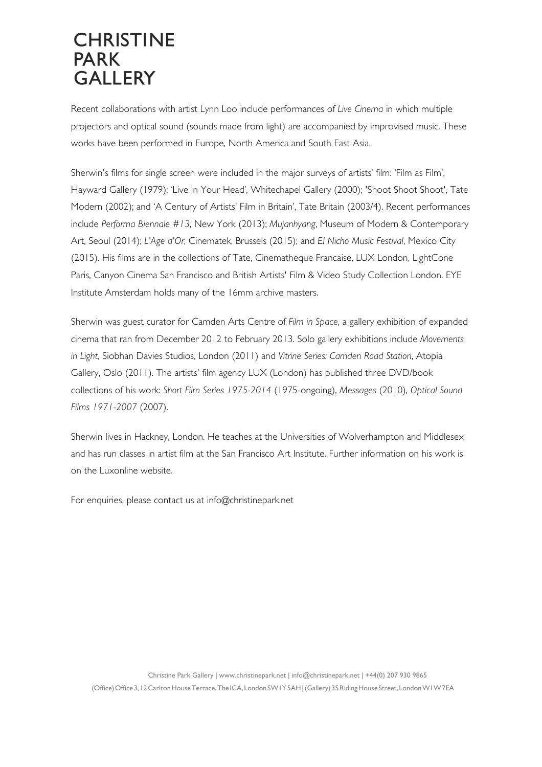# CHRISTINE PARK GALLERY

Recent collaborations with artist Lynn Loo include performances of *Live Cinema* in which multiple projectors and optical sound (sounds made from light) are accompanied by improvised music. These works have been performed in Europe, North America and South East Asia.

Sherwin's films for single screen were included in the major surveys of artists' film: 'Film as Film', Hayward Gallery (1979); 'Live in Your Head', Whitechapel Gallery (2000); 'Shoot Shoot Shoot', Tate Modern (2002); and 'A Century of Artists' Film in Britain', Tate Britain (2003/4). Recent performances include *Performa Biennale #13*, New York (2013); *Mujanhyang*, Museum of Modern & Contemporary Art, Seoul (2014); *L'Age d'Or*, Cinematek, Brussels (2015); and *El Nicho Music Festival*, Mexico City (2015). His films are in the collections of Tate, Cinematheque Francaise, LUX London, LightCone Paris, Canyon Cinema San Francisco and British Artists' Film & Video Study Collection London. EYE Institute Amsterdam holds many of the 16mm archive masters.

Sherwin was guest curator for Camden Arts Centre of *Film in Space*, a gallery exhibition of expanded cinema that ran from December 2012 to February 2013. Solo gallery exhibitions include *Movements in Light*, Siobhan Davies Studios, London (2011) and *Vitrine Series: Camden Road Station*, Atopia Gallery, Oslo (2011). The artists' film agency LUX (London) has published three DVD/book collections of his work: *Short Film Series 1975-2014* (1975-ongoing), *Messages* (2010), *Optical Sound Films 1971-2007* (2007).

Sherwin lives in Hackney, London. He teaches at the Universities of Wolverhampton and Middlesex and has run classes in artist film at the San Francisco Art Institute. Further information on his work is on the Luxonline website.

For enquiries, please contact us at info@christinepark.net